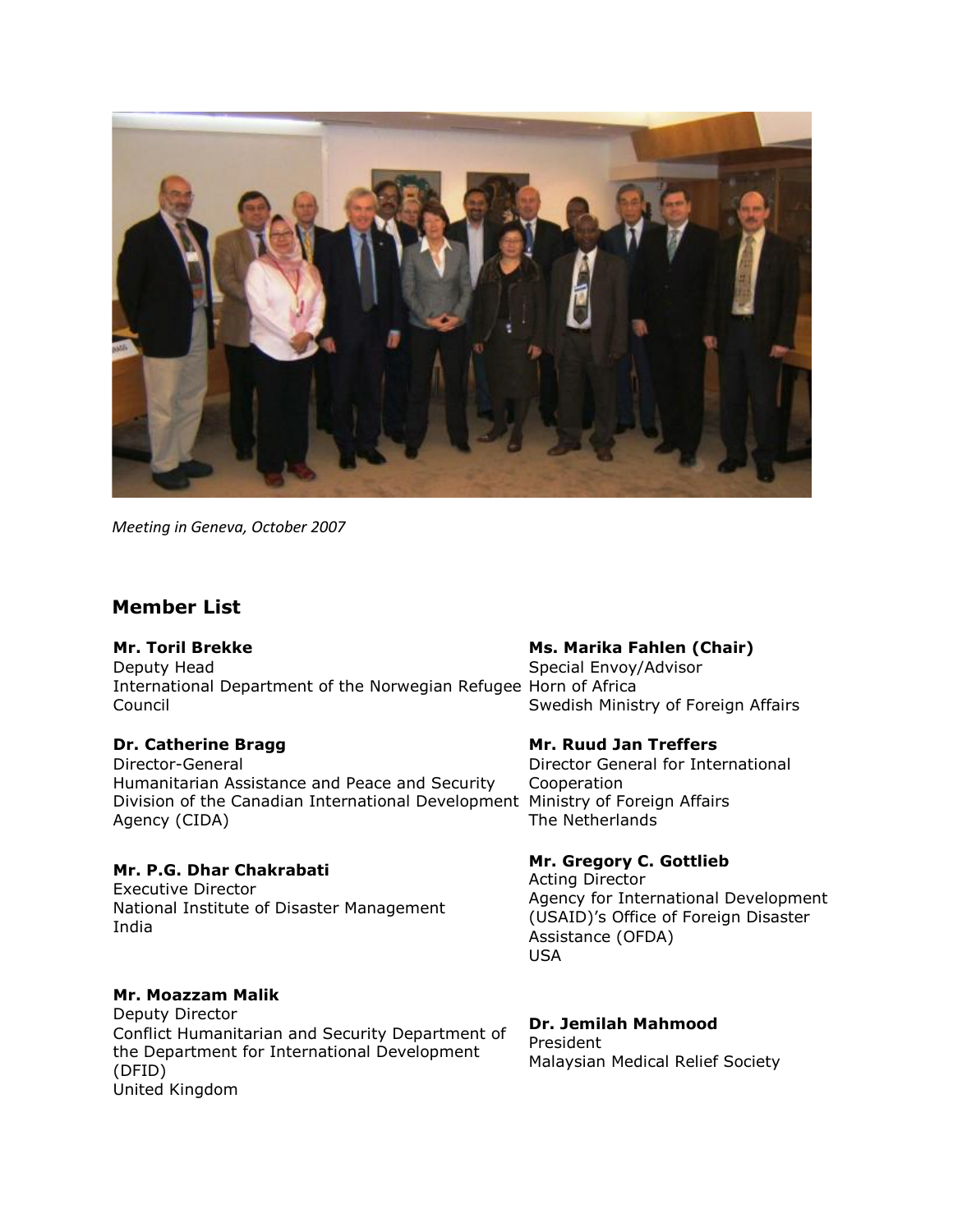*Meeting in Geneva, October 2007*

## Member List

**Mr. Toril Brekke**
Deputy Head
International Department of the Norwegian Refugee Council

**Dr. Catherine Bragg**
Director-General
Humanitarian Assistance and Peace and Security Division of the Canadian International Development Agency (CIDA)

**Mr. P.G. Dhar Chakrabati**
Executive Director
National Institute of Disaster Management
India

**Mr. Moazzam Malik**
Deputy Director
Conflict Humanitarian and Security Department of the Department for International Development (DFID)
United Kingdom

**Ms. Marika Fahlen (Chair)**
Special Envoy/Advisor
Horn of Africa
Swedish Ministry of Foreign Affairs

**Mr. Ruud Jan Treffers**
Director General for International Cooperation
Ministry of Foreign Affairs
The Netherlands

**Mr. Gregory C. Gottlieb**
Acting Director
Agency for International Development (USAID)'s Office of Foreign Disaster Assistance (OFDA)
USA

**Dr. Jemilah Mahmood**
President
Malaysian Medical Relief Society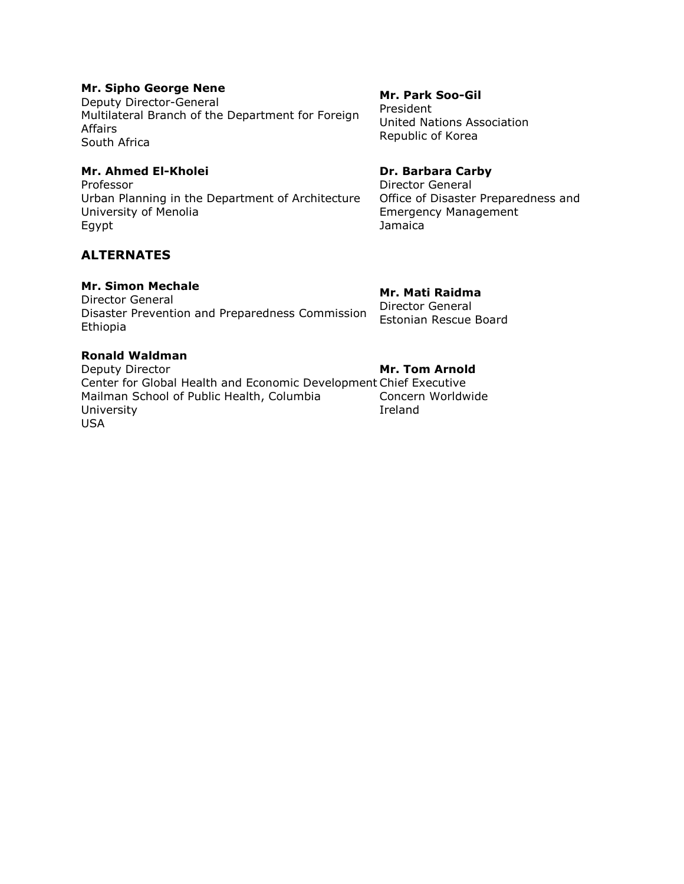**Mr. Sipho George Nene**
Deputy Director-General
Multilateral Branch of the Department for Foreign Affairs
South Africa

**Mr. Park Soo-Gil**
President
United Nations Association
Republic of Korea

**Mr. Ahmed El-Kholei**
Professor
Urban Planning in the Department of Architecture
University of Menolia
Egypt

**Dr. Barbara Carby**
Director General
Office of Disaster Preparedness and Emergency Management
Jamaica

## ALTERNATES

**Mr. Simon Mechale**
Director General
Disaster Prevention and Preparedness Commission
Ethiopia

**Mr. Mati Raidma**
Director General
Estonian Rescue Board

**Ronald Waldman**
Deputy Director
Center for Global Health and Economic Development
Mailman School of Public Health, Columbia University
USA

**Mr. Tom Arnold**
Chief Executive
Concern Worldwide
Ireland